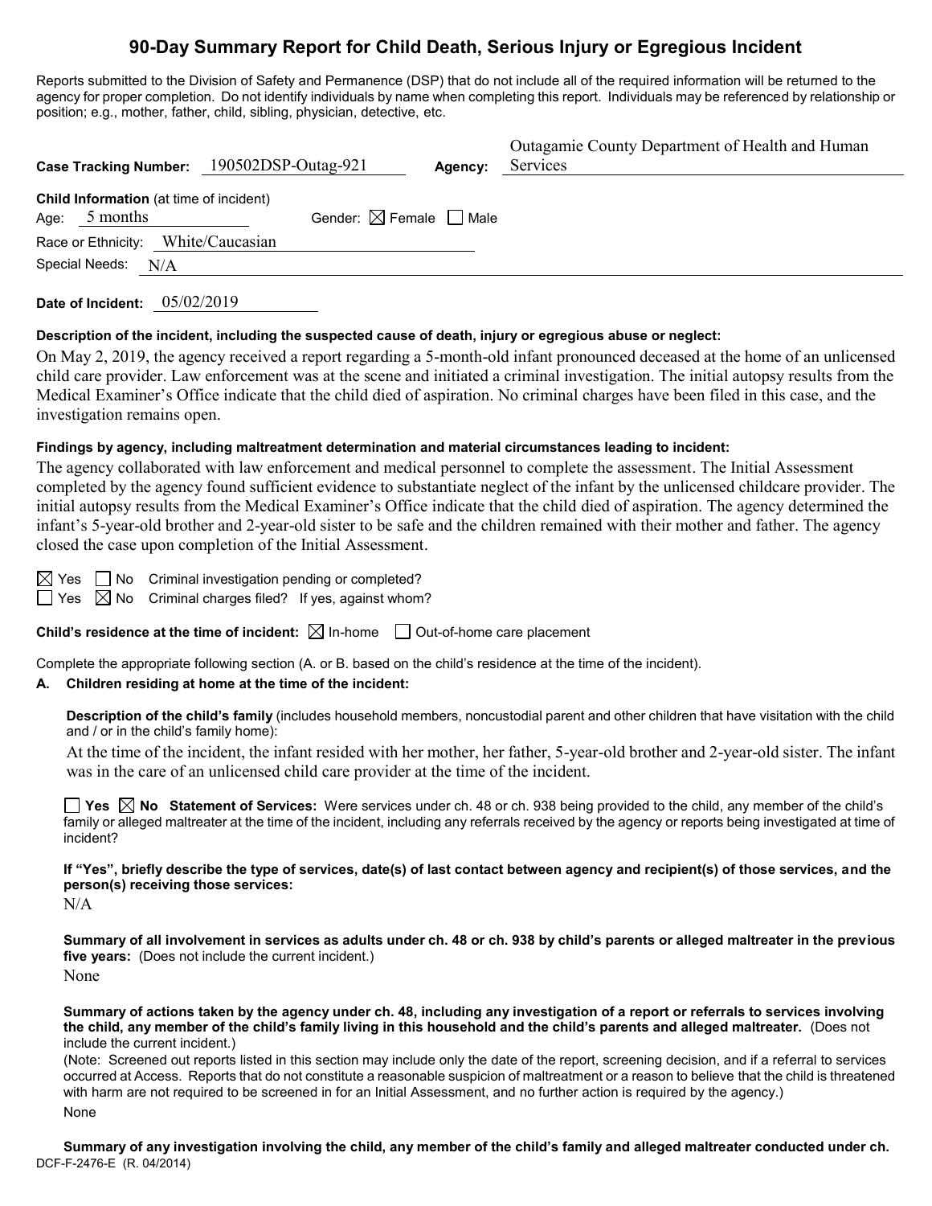# 90-Day Summary Report for Child Death, Serious Injury or Egregious Incident

Reports submitted to the Division of Safety and Permanence (DSP) that do not include all of the required information will be returned to the agency for proper completion. Do not identify individuals by name when completing this report. Individuals may be referenced by relationship or position; e.g., mother, father, child, sibling, physician, detective, etc.

**Case Tracking Number:** 190502DSP-Outag-921 **Agency:** Outagamie County Department of Health and Human Services

**Child Information** (at time of incident)
Age: 5 months Gender: ☒ Female ☐ Male
Race or Ethnicity: White/Caucasian
Special Needs: N/A

**Date of Incident:** 05/02/2019

**Description of the incident, including the suspected cause of death, injury or egregious abuse or neglect:**

On May 2, 2019, the agency received a report regarding a 5-month-old infant pronounced deceased at the home of an unlicensed child care provider. Law enforcement was at the scene and initiated a criminal investigation. The initial autopsy results from the Medical Examiner's Office indicate that the child died of aspiration. No criminal charges have been filed in this case, and the investigation remains open.

**Findings by agency, including maltreatment determination and material circumstances leading to incident:**

The agency collaborated with law enforcement and medical personnel to complete the assessment. The Initial Assessment completed by the agency found sufficient evidence to substantiate neglect of the infant by the unlicensed childcare provider. The initial autopsy results from the Medical Examiner's Office indicate that the child died of aspiration. The agency determined the infant's 5-year-old brother and 2-year-old sister to be safe and the children remained with their mother and father. The agency closed the case upon completion of the Initial Assessment.

☒ Yes ☐ No Criminal investigation pending or completed?
☐ Yes ☒ No Criminal charges filed? If yes, against whom?

**Child's residence at the time of incident:** ☒ In-home ☐ Out-of-home care placement

Complete the appropriate following section (A. or B. based on the child's residence at the time of the incident).

**A. Children residing at home at the time of the incident:**

**Description of the child's family** (includes household members, noncustodial parent and other children that have visitation with the child and / or in the child's family home):

At the time of the incident, the infant resided with her mother, her father, 5-year-old brother and 2-year-old sister. The infant was in the care of an unlicensed child care provider at the time of the incident.

☐ **Yes** ☒ **No Statement of Services:** Were services under ch. 48 or ch. 938 being provided to the child, any member of the child's family or alleged maltreater at the time of the incident, including any referrals received by the agency or reports being investigated at time of incident?

**If "Yes", briefly describe the type of services, date(s) of last contact between agency and recipient(s) of those services, and the person(s) receiving those services:**

N/A

**Summary of all involvement in services as adults under ch. 48 or ch. 938 by child's parents or alleged maltreater in the previous five years:** (Does not include the current incident.)

None

**Summary of actions taken by the agency under ch. 48, including any investigation of a report or referrals to services involving the child, any member of the child's family living in this household and the child's parents and alleged maltreater.** (Does not include the current incident.)

(Note: Screened out reports listed in this section may include only the date of the report, screening decision, and if a referral to services occurred at Access. Reports that do not constitute a reasonable suspicion of maltreatment or a reason to believe that the child is threatened with harm are not required to be screened in for an Initial Assessment, and no further action is required by the agency.)

None

**Summary of any investigation involving the child, any member of the child's family and alleged maltreater conducted under ch.**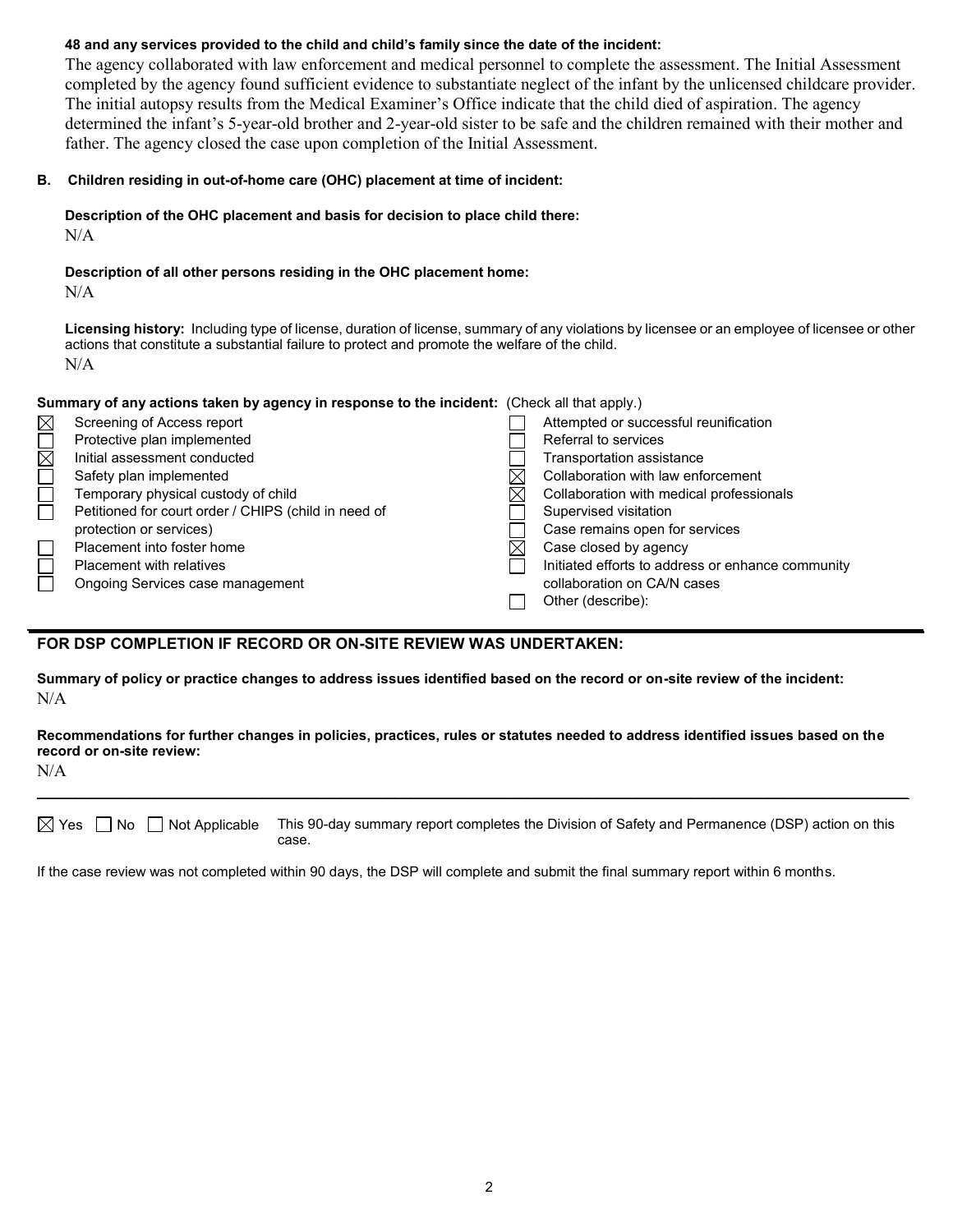**48 and any services provided to the child and child's family since the date of the incident:**

The agency collaborated with law enforcement and medical personnel to complete the assessment. The Initial Assessment completed by the agency found sufficient evidence to substantiate neglect of the infant by the unlicensed childcare provider. The initial autopsy results from the Medical Examiner's Office indicate that the child died of aspiration. The agency determined the infant's 5-year-old brother and 2-year-old sister to be safe and the children remained with their mother and father. The agency closed the case upon completion of the Initial Assessment.

**B. Children residing in out-of-home care (OHC) placement at time of incident:**

**Description of the OHC placement and basis for decision to place child there:**

N/A

**Description of all other persons residing in the OHC placement home:**

N/A

**Licensing history:** Including type of license, duration of license, summary of any violations by licensee or an employee of licensee or other actions that constitute a substantial failure to protect and promote the welfare of the child.

N/A

**Summary of any actions taken by agency in response to the incident:** (Check all that apply.)

- ☒ Screening of Access report
- ☐ Protective plan implemented
- ☒ Initial assessment conducted
- ☐ Safety plan implemented
- ☐ Temporary physical custody of child
- ☐ Petitioned for court order / CHIPS (child in need of protection or services)
- ☐ Placement into foster home
- ☐ Placement with relatives
- ☐ Ongoing Services case management
- ☐ Attempted or successful reunification
- ☐ Referral to services
- ☐ Transportation assistance
- ☒ Collaboration with law enforcement
- ☒ Collaboration with medical professionals
- ☐ Supervised visitation
- ☐ Case remains open for services
- ☒ Case closed by agency
- ☐ Initiated efforts to address or enhance community collaboration on CA/N cases
- ☐ Other (describe):

## FOR DSP COMPLETION IF RECORD OR ON-SITE REVIEW WAS UNDERTAKEN:

**Summary of policy or practice changes to address issues identified based on the record or on-site review of the incident:**

N/A

**Recommendations for further changes in policies, practices, rules or statutes needed to address identified issues based on the record or on-site review:**

N/A

---

☒ Yes ☐ No ☐ Not Applicable This 90-day summary report completes the Division of Safety and Permanence (DSP) action on this case.

If the case review was not completed within 90 days, the DSP will complete and submit the final summary report within 6 months.